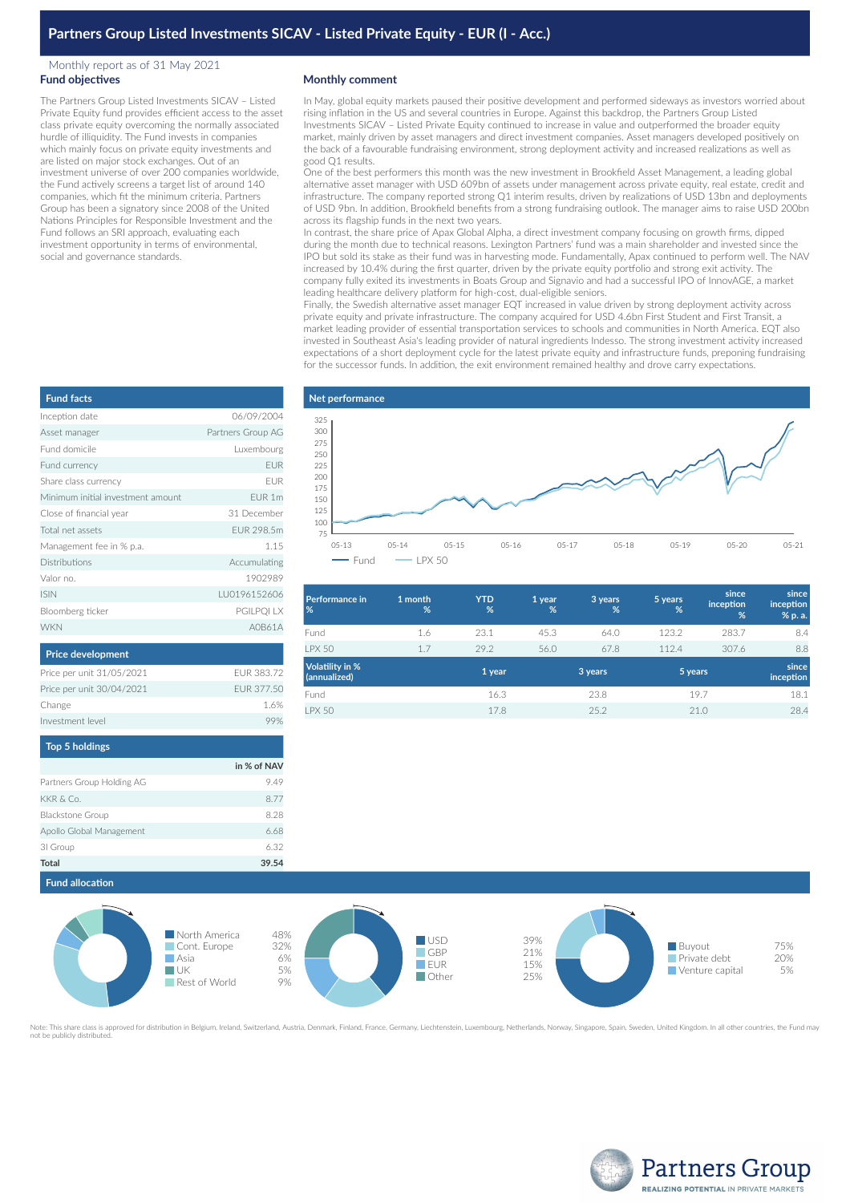# Partners Group Listed Investments SICAV - Listed Private Equity - EUR (I - Acc.)

Monthly report as of 31 May 2021

## Fund objectives

The Partners Group Listed Investments SICAV – Listed Private Equity fund provides efficient access to the asset class private equity overcoming the normally associated hurdle of illiquidity. The Fund invests in companies which mainly focus on private equity investments and are listed on major stock exchanges. Out of an investment universe of over 200 companies worldwide, the Fund actively screens a target list of around 140 companies, which fit the minimum criteria. Partners Group has been a signatory since 2008 of the United Nations Principles for Responsible Investment and the Fund follows an SRI approach, evaluating each investment opportunity in terms of environmental, social and governance standards.

## Monthly comment

In May, global equity markets paused their positive development and performed sideways as investors worried about rising inflation in the US and several countries in Europe. Against this backdrop, the Partners Group Listed Investments SICAV – Listed Private Equity continued to increase in value and outperformed the broader equity market, mainly driven by asset managers and direct investment companies. Asset managers developed positively on the back of a favourable fundraising environment, strong deployment activity and increased realizations as well as good Q1 results.

One of the best performers this month was the new investment in Brookfield Asset Management, a leading global alternative asset manager with USD 609bn of assets under management across private equity, real estate, credit and infrastructure. The company reported strong Q1 interim results, driven by realizations of USD 13bn and deployments of USD 9bn. In addition, Brookfield benefits from a strong fundraising outlook. The manager aims to raise USD 200bn across its flagship funds in the next two years.

In contrast, the share price of Apax Global Alpha, a direct investment company focusing on growth firms, dipped during the month due to technical reasons. Lexington Partners' fund was a main shareholder and invested since the IPO but sold its stake as their fund was in harvesting mode. Fundamentally, Apax continued to perform well. The NAV increased by 10.4% during the first quarter, driven by the private equity portfolio and strong exit activity. The company fully exited its investments in Boats Group and Signavio and had a successful IPO of InnovAGE, a market leading healthcare delivery platform for high-cost, dual-eligible seniors.

Finally, the Swedish alternative asset manager EQT increased in value driven by strong deployment activity across private equity and private infrastructure. The company acquired for USD 4.6bn First Student and First Transit, a market leading provider of essential transportation services to schools and communities in North America. EQT also invested in Southeast Asia's leading provider of natural ingredients Indesso. The strong investment activity increased expectations of a short deployment cycle for the latest private equity and infrastructure funds, preponing fundraising for the successor funds. In addition, the exit environment remained healthy and drove carry expectations.

## Fund facts

| | |
|---|---|
| Inception date | 06/09/2004 |
| Asset manager | Partners Group AG |
| Fund domicile | Luxembourg |
| Fund currency | EUR |
| Share class currency | EUR |
| Minimum initial investment amount | EUR 1m |
| Close of financial year | 31 December |
| Total net assets | EUR 298.5m |
| Management fee in % p.a. | 1.15 |
| Distributions | Accumulating |
| Valor no. | 1902989 |
| ISIN | LU0196152606 |
| Bloomberg ticker | PGILPQI LX |
| WKN | A0B61A |

## Price development

| | |
|---|---|
| Price per unit 31/05/2021 | EUR 383.72 |
| Price per unit 30/04/2021 | EUR 377.50 |
| Change | 1.6% |
| Investment level | 99% |

## Top 5 holdings

| | in % of NAV |
|---|---|
| Partners Group Holding AG | 9.49 |
| KKR & Co. | 8.77 |
| Blackstone Group | 8.28 |
| Apollo Global Management | 6.68 |
| 3I Group | 6.32 |
| **Total** | **39.54** |

## Net performance

Chart: Fund vs LPX 50, 05-13 to 05-21 (y-axis 75–325)

| Performance in % | 1 month % | YTD % | 1 year % | 3 years % | 5 years % | since inception % | since inception % p. a. |
|---|---|---|---|---|---|---|---|
| Fund | 1.6 | 23.1 | 45.3 | 64.0 | 123.2 | 283.7 | 8.4 |
| LPX 50 | 1.7 | 29.2 | 56.0 | 67.8 | 112.4 | 307.6 | 8.8 |

| Volatility in % (annualized) | 1 year | 3 years | 5 years | since inception |
|---|---|---|---|---|
| Fund | 16.3 | 23.8 | 19.7 | 18.1 |
| LPX 50 | 17.8 | 25.2 | 21.0 | 28.4 |

## Fund allocation

| Region | |
|---|---|
| North America | 48% |
| Cont. Europe | 32% |
| Asia | 6% |
| UK | 5% |
| Rest of World | 9% |

| Currency | |
|---|---|
| USD | 39% |
| GBP | 21% |
| EUR | 15% |
| Other | 25% |

| Investment type | |
|---|---|
| Buyout | 75% |
| Private debt | 20% |
| Venture capital | 5% |

Note: This share class is approved for distribution in Belgium, Ireland, Switzerland, Austria, Denmark, Finland, France, Germany, Liechtenstein, Luxembourg, Netherlands, Norway, Singapore, Spain, Sweden, United Kingdom. In all other countries, the Fund may not be publicly distributed.

Partners Group
REALIZING POTENTIAL IN PRIVATE MARKETS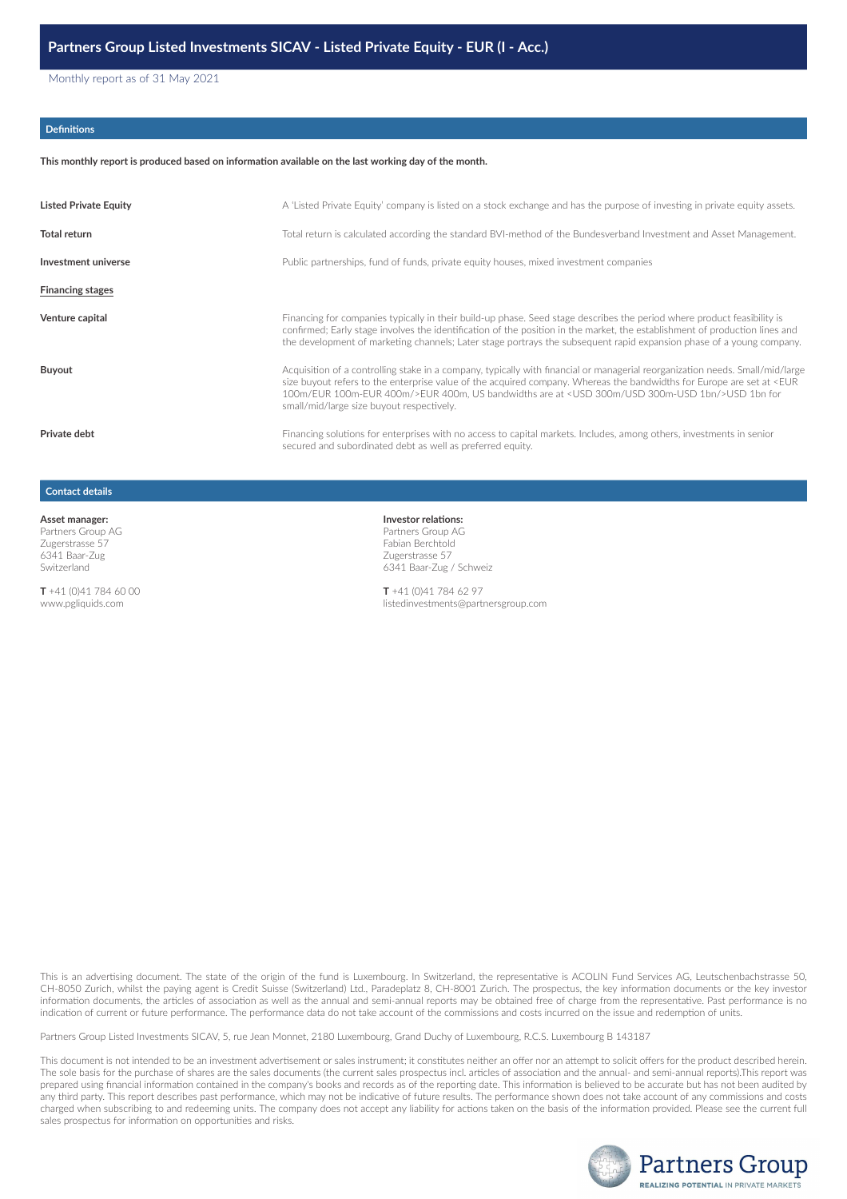# Partners Group Listed Investments SICAV - Listed Private Equity - EUR (I - Acc.)

Monthly report as of 31 May 2021

## Definitions

**This monthly report is produced based on information available on the last working day of the month.**

**Listed Private Equity**
A 'Listed Private Equity' company is listed on a stock exchange and has the purpose of investing in private equity assets.

**Total return**
Total return is calculated according the standard BVI-method of the Bundesverband Investment and Asset Management.

**Investment universe**
Public partnerships, fund of funds, private equity houses, mixed investment companies

**Financing stages**

**Venture capital**
Financing for companies typically in their build-up phase. Seed stage describes the period where product feasibility is confirmed; Early stage involves the identification of the position in the market, the establishment of production lines and the development of marketing channels; Later stage portrays the subsequent rapid expansion phase of a young company.

**Buyout**
Acquisition of a controlling stake in a company, typically with financial or managerial reorganization needs. Small/mid/large size buyout refers to the enterprise value of the acquired company. Whereas the bandwidths for Europe are set at <EUR 100m/EUR 100m-EUR 400m/>EUR 400m, US bandwidths are at <USD 300m/USD 300m-USD 1bn/>USD 1bn for small/mid/large size buyout respectively.

**Private debt**
Financing solutions for enterprises with no access to capital markets. Includes, among others, investments in senior secured and subordinated debt as well as preferred equity.

## Contact details

**Asset manager:**
Partners Group AG
Zugerstrasse 57
6341 Baar-Zug
Switzerland

**T** +41 (0)41 784 60 00
www.pgliquids.com

**Investor relations:**
Partners Group AG
Fabian Berchtold
Zugerstrasse 57
6341 Baar-Zug / Schweiz

**T** +41 (0)41 784 62 97
listedinvestments@partnersgroup.com

This is an advertising document. The state of the origin of the fund is Luxembourg. In Switzerland, the representative is ACOLIN Fund Services AG, Leutschenbachstrasse 50, CH-8050 Zurich, whilst the paying agent is Credit Suisse (Switzerland) Ltd., Paradeplatz 8, CH-8001 Zurich. The prospectus, the key information documents or the key investor information documents, the articles of association as well as the annual and semi-annual reports may be obtained free of charge from the representative. Past performance is no indication of current or future performance. The performance data do not take account of the commissions and costs incurred on the issue and redemption of units.

Partners Group Listed Investments SICAV, 5, rue Jean Monnet, 2180 Luxembourg, Grand Duchy of Luxembourg, R.C.S. Luxembourg B 143187

This document is not intended to be an investment advertisement or sales instrument; it constitutes neither an offer nor an attempt to solicit offers for the product described herein. The sole basis for the purchase of shares are the sales documents (the current sales prospectus incl. articles of association and the annual- and semi-annual reports).This report was prepared using financial information contained in the company's books and records as of the reporting date. This information is believed to be accurate but has not been audited by any third party. This report describes past performance, which may not be indicative of future results. The performance shown does not take account of any commissions and costs charged when subscribing to and redeeming units. The company does not accept any liability for actions taken on the basis of the information provided. Please see the current full sales prospectus for information on opportunities and risks.

Partners Group
REALIZING POTENTIAL IN PRIVATE MARKETS